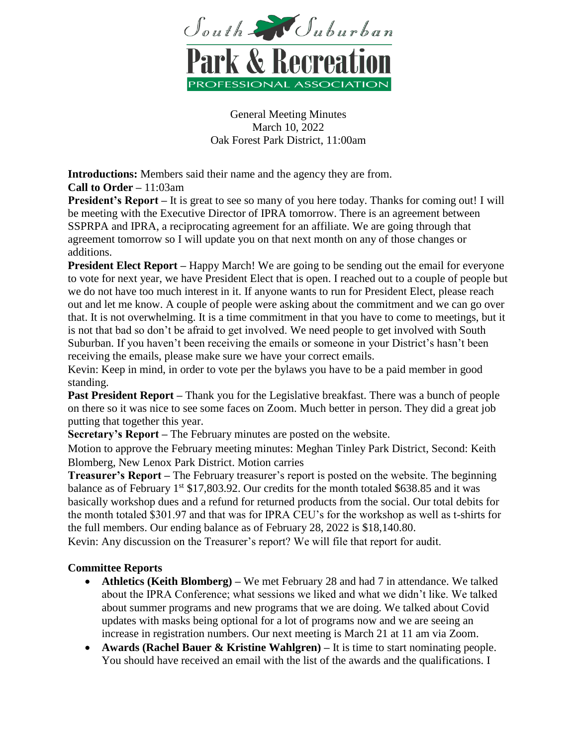South Suburban

Park & Recreation

PROFESSIONAL ASSOCIATION

General Meeting Minutes
March 10, 2022
Oak Forest Park District, 11:00am

**Introductions:** Members said their name and the agency they are from.
**Call to Order** – 11:03am
**President's Report** – It is great to see so many of you here today. Thanks for coming out! I will be meeting with the Executive Director of IPRA tomorrow. There is an agreement between SSPRPA and IPRA, a reciprocating agreement for an affiliate. We are going through that agreement tomorrow so I will update you on that next month on any of those changes or additions.
**President Elect Report** – Happy March! We are going to be sending out the email for everyone to vote for next year, we have President Elect that is open. I reached out to a couple of people but we do not have too much interest in it. If anyone wants to run for President Elect, please reach out and let me know. A couple of people were asking about the commitment and we can go over that. It is not overwhelming. It is a time commitment in that you have to come to meetings, but it is not that bad so don't be afraid to get involved. We need people to get involved with South Suburban. If you haven't been receiving the emails or someone in your District's hasn't been receiving the emails, please make sure we have your correct emails.
Kevin: Keep in mind, in order to vote per the bylaws you have to be a paid member in good standing.
**Past President Report** – Thank you for the Legislative breakfast. There was a bunch of people on there so it was nice to see some faces on Zoom. Much better in person. They did a great job putting that together this year.
**Secretary's Report** – The February minutes are posted on the website.
Motion to approve the February meeting minutes: Meghan Tinley Park District, Second: Keith Blomberg, New Lenox Park District. Motion carries
**Treasurer's Report** – The February treasurer's report is posted on the website. The beginning balance as of February 1st $17,803.92. Our credits for the month totaled $638.85 and it was basically workshop dues and a refund for returned products from the social. Our total debits for the month totaled $301.97 and that was for IPRA CEU's for the workshop as well as t-shirts for the full members. Our ending balance as of February 28, 2022 is $18,140.80.
Kevin: Any discussion on the Treasurer's report? We will file that report for audit.

**Committee Reports**

- **Athletics (Keith Blomberg)** – We met February 28 and had 7 in attendance. We talked about the IPRA Conference; what sessions we liked and what we didn't like. We talked about summer programs and new programs that we are doing. We talked about Covid updates with masks being optional for a lot of programs now and we are seeing an increase in registration numbers. Our next meeting is March 21 at 11 am via Zoom.
- **Awards (Rachel Bauer & Kristine Wahlgren)** – It is time to start nominating people. You should have received an email with the list of the awards and the qualifications. I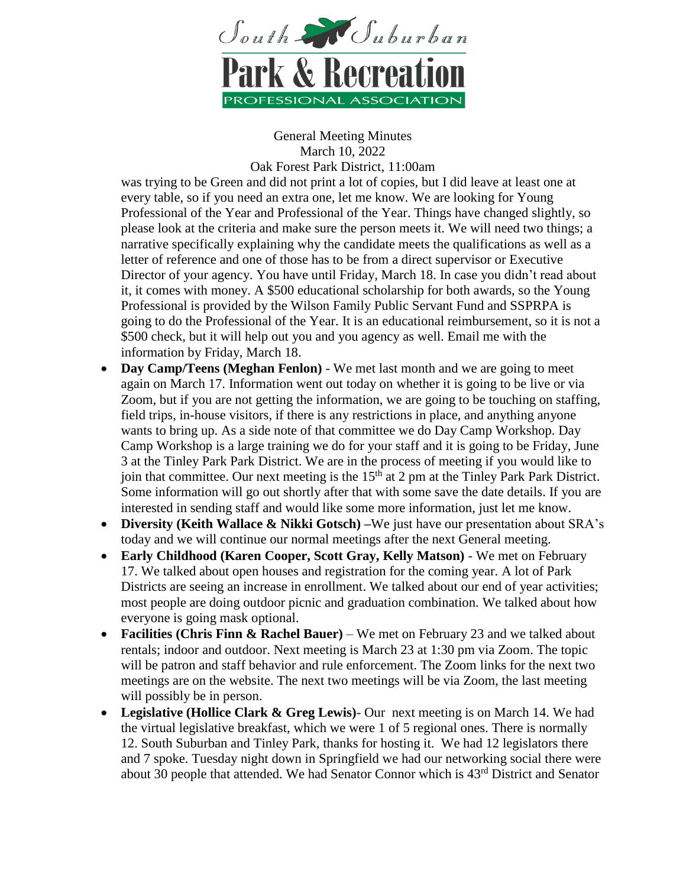General Meeting Minutes
March 10, 2022
Oak Forest Park District, 11:00am

was trying to be Green and did not print a lot of copies, but I did leave at least one at every table, so if you need an extra one, let me know. We are looking for Young Professional of the Year and Professional of the Year. Things have changed slightly, so please look at the criteria and make sure the person meets it. We will need two things; a narrative specifically explaining why the candidate meets the qualifications as well as a letter of reference and one of those has to be from a direct supervisor or Executive Director of your agency. You have until Friday, March 18. In case you didn't read about it, it comes with money. A $500 educational scholarship for both awards, so the Young Professional is provided by the Wilson Family Public Servant Fund and SSPRPA is going to do the Professional of the Year. It is an educational reimbursement, so it is not a $500 check, but it will help out you and you agency as well. Email me with the information by Friday, March 18.

- **Day Camp/Teens (Meghan Fenlon)** - We met last month and we are going to meet again on March 17. Information went out today on whether it is going to be live or via Zoom, but if you are not getting the information, we are going to be touching on staffing, field trips, in-house visitors, if there is any restrictions in place, and anything anyone wants to bring up. As a side note of that committee we do Day Camp Workshop. Day Camp Workshop is a large training we do for your staff and it is going to be Friday, June 3 at the Tinley Park Park District. We are in the process of meeting if you would like to join that committee. Our next meeting is the 15th at 2 pm at the Tinley Park Park District. Some information will go out shortly after that with some save the date details. If you are interested in sending staff and would like some more information, just let me know.
- **Diversity (Keith Wallace & Nikki Gotsch)** –We just have our presentation about SRA's today and we will continue our normal meetings after the next General meeting.
- **Early Childhood (Karen Cooper, Scott Gray, Kelly Matson)** - We met on February 17. We talked about open houses and registration for the coming year. A lot of Park Districts are seeing an increase in enrollment. We talked about our end of year activities; most people are doing outdoor picnic and graduation combination. We talked about how everyone is going mask optional.
- **Facilities (Chris Finn & Rachel Bauer)** – We met on February 23 and we talked about rentals; indoor and outdoor. Next meeting is March 23 at 1:30 pm via Zoom. The topic will be patron and staff behavior and rule enforcement. The Zoom links for the next two meetings are on the website. The next two meetings will be via Zoom, the last meeting will possibly be in person.
- **Legislative (Hollice Clark & Greg Lewis)**- Our next meeting is on March 14. We had the virtual legislative breakfast, which we were 1 of 5 regional ones. There is normally 12. South Suburban and Tinley Park, thanks for hosting it. We had 12 legislators there and 7 spoke. Tuesday night down in Springfield we had our networking social there were about 30 people that attended. We had Senator Connor which is 43rd District and Senator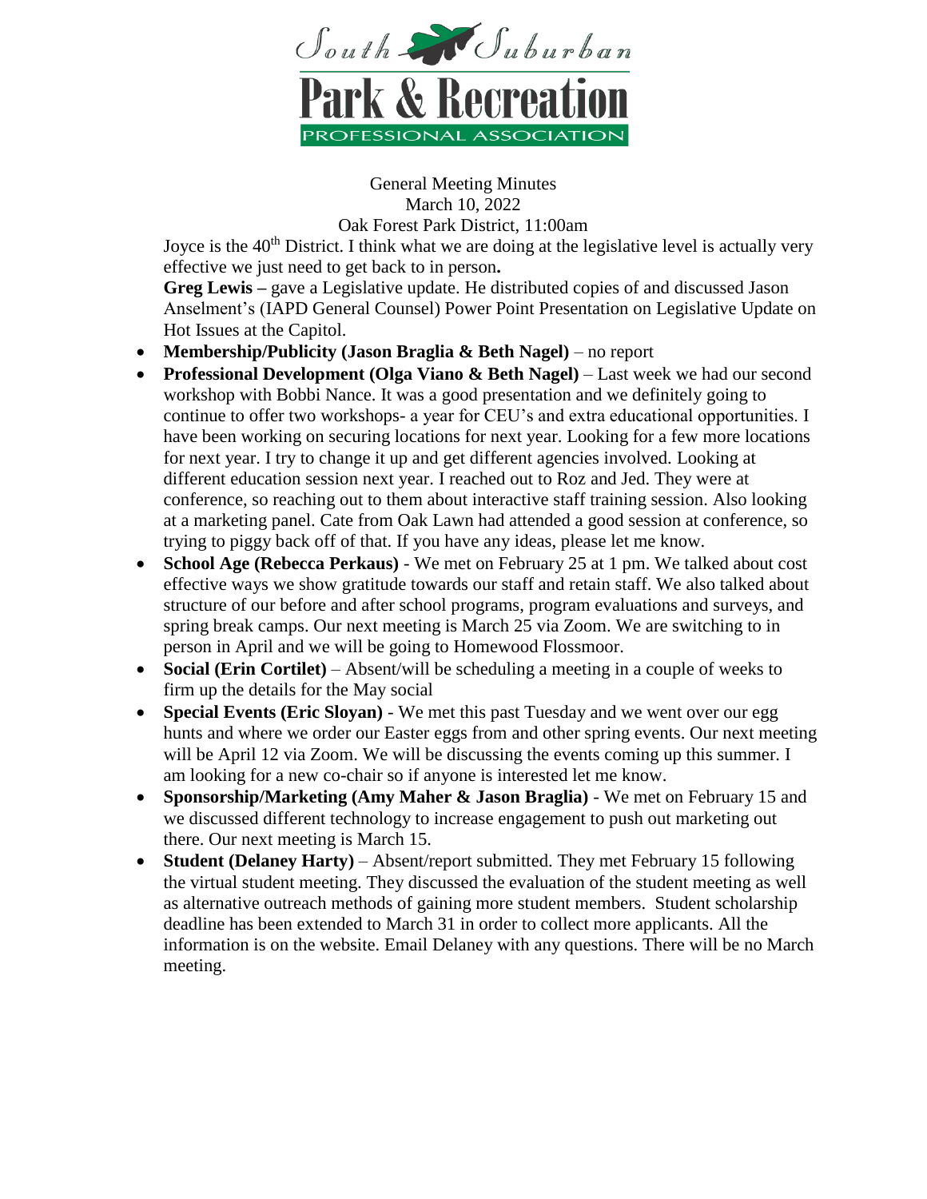South Suburban
# Park & Recreation
PROFESSIONAL ASSOCIATION

General Meeting Minutes
March 10, 2022
Oak Forest Park District, 11:00am

Joyce is the 40th District. I think what we are doing at the legislative level is actually very effective we just need to get back to in person**.**

**Greg Lewis –** gave a Legislative update. He distributed copies of and discussed Jason Anselment's (IAPD General Counsel) Power Point Presentation on Legislative Update on Hot Issues at the Capitol.

- **Membership/Publicity (Jason Braglia & Beth Nagel)** – no report
- **Professional Development (Olga Viano & Beth Nagel)** – Last week we had our second workshop with Bobbi Nance. It was a good presentation and we definitely going to continue to offer two workshops- a year for CEU's and extra educational opportunities. I have been working on securing locations for next year. Looking for a few more locations for next year. I try to change it up and get different agencies involved. Looking at different education session next year. I reached out to Roz and Jed. They were at conference, so reaching out to them about interactive staff training session. Also looking at a marketing panel. Cate from Oak Lawn had attended a good session at conference, so trying to piggy back off of that. If you have any ideas, please let me know.
- **School Age (Rebecca Perkaus)** - We met on February 25 at 1 pm. We talked about cost effective ways we show gratitude towards our staff and retain staff. We also talked about structure of our before and after school programs, program evaluations and surveys, and spring break camps. Our next meeting is March 25 via Zoom. We are switching to in person in April and we will be going to Homewood Flossmoor.
- **Social (Erin Cortilet)** – Absent/will be scheduling a meeting in a couple of weeks to firm up the details for the May social
- **Special Events (Eric Sloyan)** - We met this past Tuesday and we went over our egg hunts and where we order our Easter eggs from and other spring events. Our next meeting will be April 12 via Zoom. We will be discussing the events coming up this summer. I am looking for a new co-chair so if anyone is interested let me know.
- **Sponsorship/Marketing (Amy Maher & Jason Braglia)** - We met on February 15 and we discussed different technology to increase engagement to push out marketing out there. Our next meeting is March 15.
- **Student (Delaney Harty)** – Absent/report submitted. They met February 15 following the virtual student meeting. They discussed the evaluation of the student meeting as well as alternative outreach methods of gaining more student members. Student scholarship deadline has been extended to March 31 in order to collect more applicants. All the information is on the website. Email Delaney with any questions. There will be no March meeting.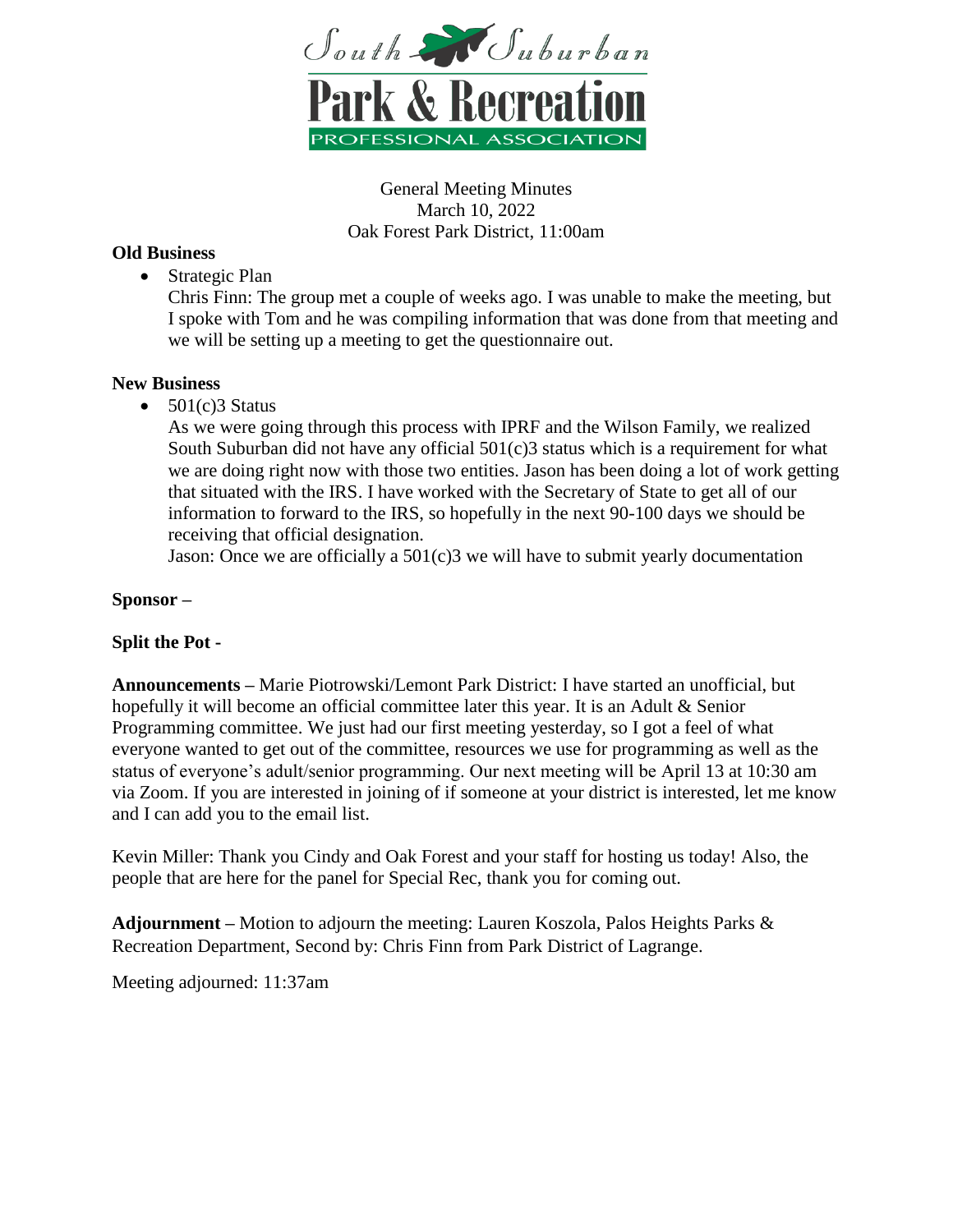South Suburban Park & Recreation PROFESSIONAL ASSOCIATION

General Meeting Minutes
March 10, 2022
Oak Forest Park District, 11:00am

**Old Business**

- Strategic Plan
  Chris Finn: The group met a couple of weeks ago. I was unable to make the meeting, but I spoke with Tom and he was compiling information that was done from that meeting and we will be setting up a meeting to get the questionnaire out.

**New Business**

- 501(c)3 Status
  As we were going through this process with IPRF and the Wilson Family, we realized South Suburban did not have any official 501(c)3 status which is a requirement for what we are doing right now with those two entities. Jason has been doing a lot of work getting that situated with the IRS. I have worked with the Secretary of State to get all of our information to forward to the IRS, so hopefully in the next 90-100 days we should be receiving that official designation.
  Jason: Once we are officially a 501(c)3 we will have to submit yearly documentation

**Sponsor –**

**Split the Pot -**

**Announcements –** Marie Piotrowski/Lemont Park District: I have started an unofficial, but hopefully it will become an official committee later this year. It is an Adult & Senior Programming committee. We just had our first meeting yesterday, so I got a feel of what everyone wanted to get out of the committee, resources we use for programming as well as the status of everyone's adult/senior programming. Our next meeting will be April 13 at 10:30 am via Zoom. If you are interested in joining of if someone at your district is interested, let me know and I can add you to the email list.

Kevin Miller: Thank you Cindy and Oak Forest and your staff for hosting us today! Also, the people that are here for the panel for Special Rec, thank you for coming out.

**Adjournment –** Motion to adjourn the meeting: Lauren Koszola, Palos Heights Parks & Recreation Department, Second by: Chris Finn from Park District of Lagrange.

Meeting adjourned: 11:37am